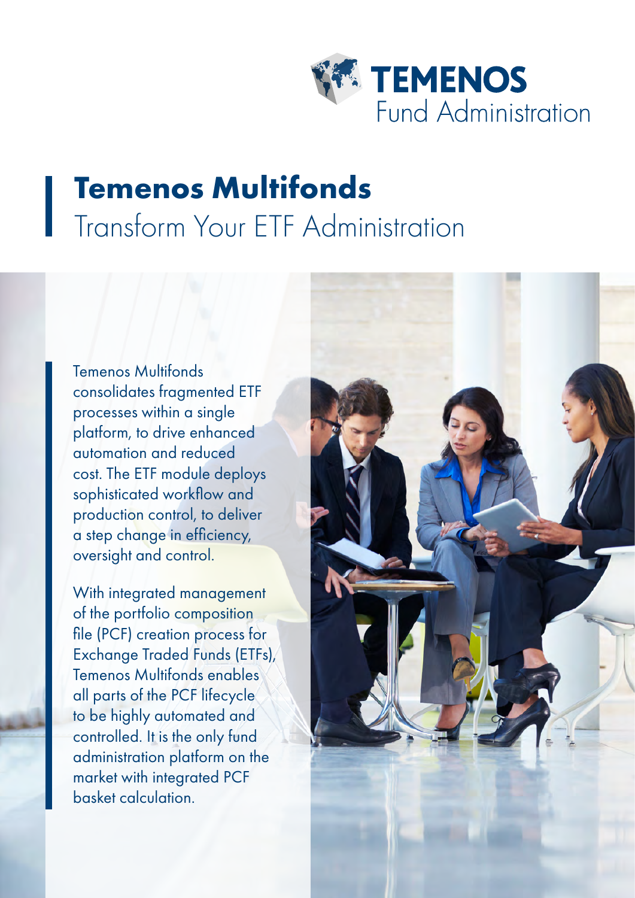TEMENOS
Fund Administration

# Temenos Multifonds

## Transform Your ETF Administration

Temenos Multifonds consolidates fragmented ETF processes within a single platform, to drive enhanced automation and reduced cost. The ETF module deploys sophisticated workflow and production control, to deliver a step change in efficiency, oversight and control.

With integrated management of the portfolio composition file (PCF) creation process for Exchange Traded Funds (ETFs), Temenos Multifonds enables all parts of the PCF lifecycle to be highly automated and controlled. It is the only fund administration platform on the market with integrated PCF basket calculation.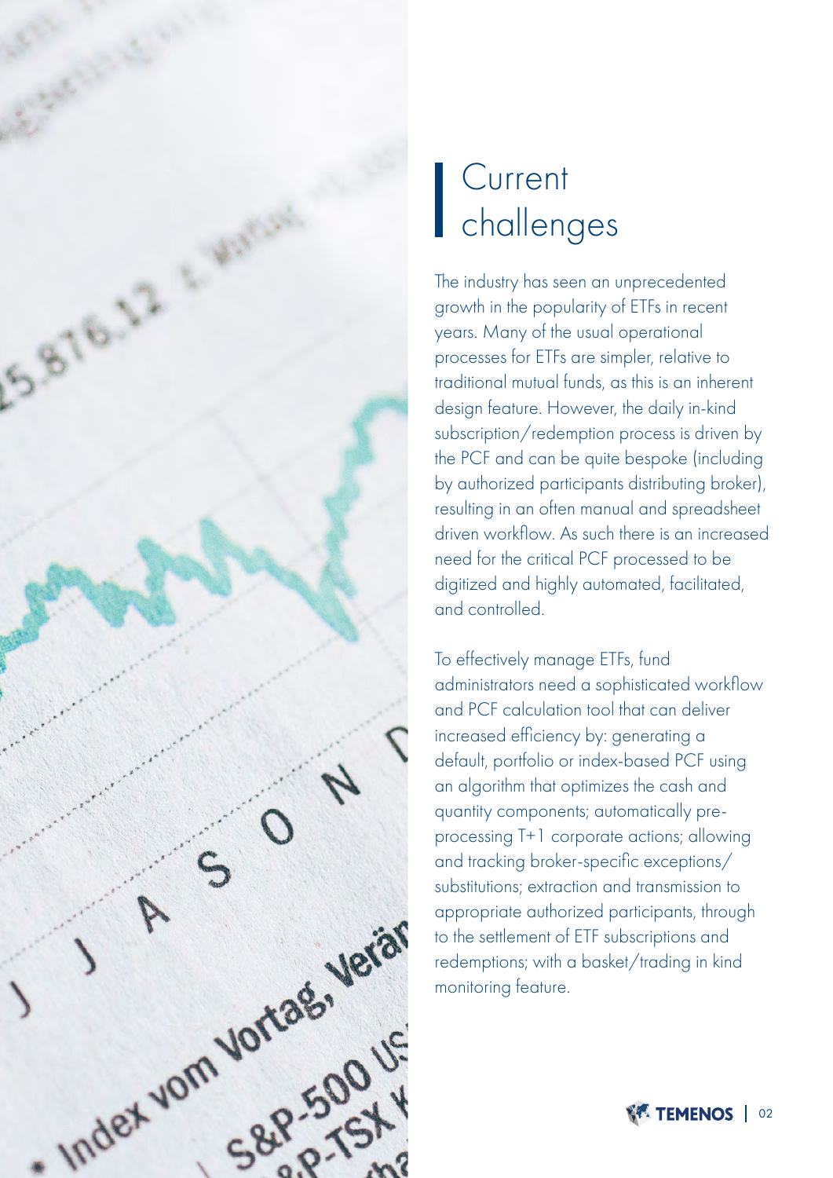# Current challenges

The industry has seen an unprecedented growth in the popularity of ETFs in recent years. Many of the usual operational processes for ETFs are simpler, relative to traditional mutual funds, as this is an inherent design feature. However, the daily in-kind subscription/redemption process is driven by the PCF and can be quite bespoke (including by authorized participants distributing broker), resulting in an often manual and spreadsheet driven workflow. As such there is an increased need for the critical PCF processed to be digitized and highly automated, facilitated, and controlled.

To effectively manage ETFs, fund administrators need a sophisticated workflow and PCF calculation tool that can deliver increased efficiency by: generating a default, portfolio or index-based PCF using an algorithm that optimizes the cash and quantity components; automatically pre-processing T+1 corporate actions; allowing and tracking broker-specific exceptions/substitutions; extraction and transmission to appropriate authorized participants, through to the settlement of ETF subscriptions and redemptions; with a basket/trading in kind monitoring feature.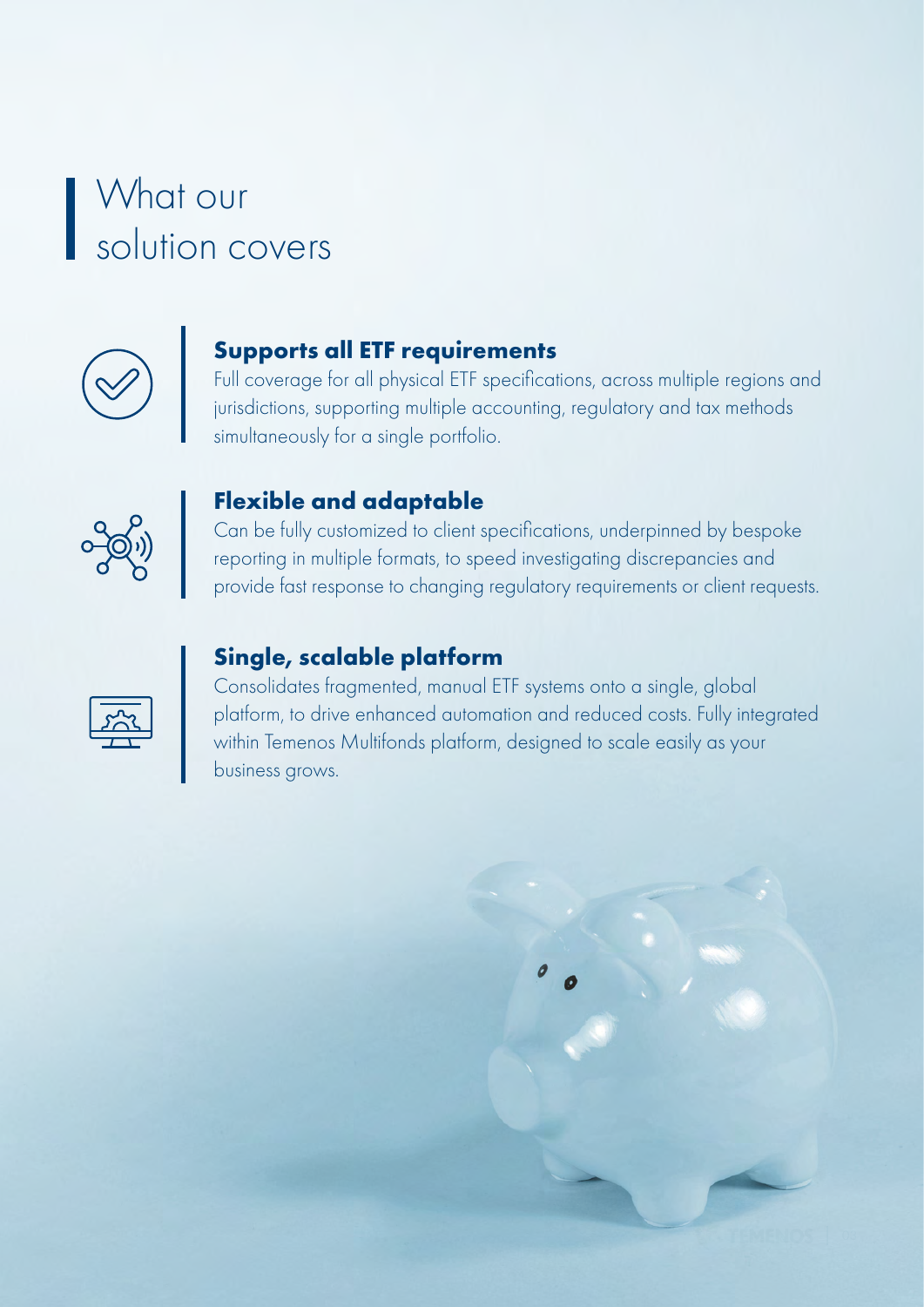# What our solution covers

### Supports all ETF requirements

Full coverage for all physical ETF specifications, across multiple regions and jurisdictions, supporting multiple accounting, regulatory and tax methods simultaneously for a single portfolio.

### Flexible and adaptable

Can be fully customized to client specifications, underpinned by bespoke reporting in multiple formats, to speed investigating discrepancies and provide fast response to changing regulatory requirements or client requests.

### Single, scalable platform

Consolidates fragmented, manual ETF systems onto a single, global platform, to drive enhanced automation and reduced costs. Fully integrated within Temenos Multifonds platform, designed to scale easily as your business grows.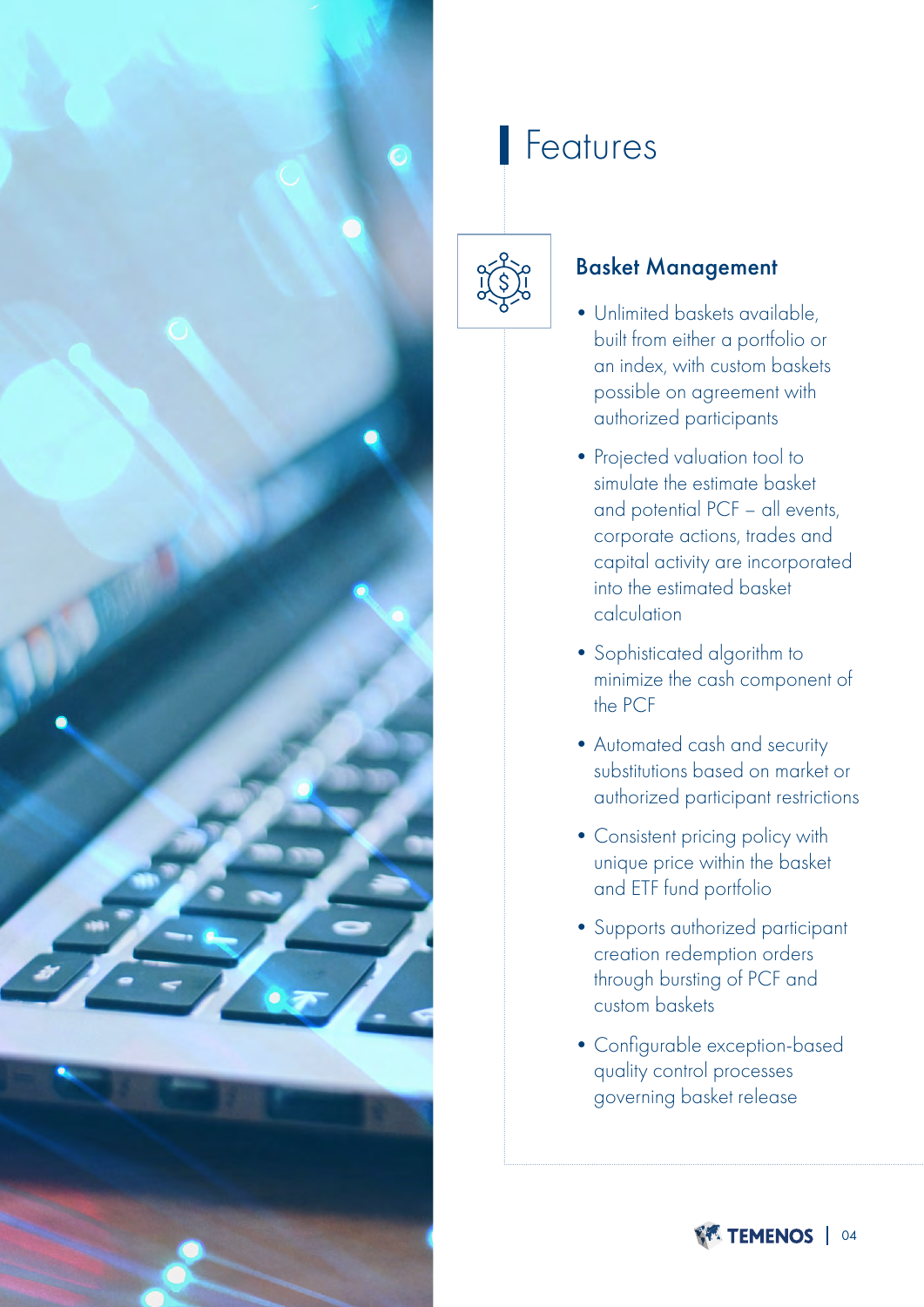# Features

## Basket Management

- Unlimited baskets available, built from either a portfolio or an index, with custom baskets possible on agreement with authorized participants
- Projected valuation tool to simulate the estimate basket and potential PCF – all events, corporate actions, trades and capital activity are incorporated into the estimated basket calculation
- Sophisticated algorithm to minimize the cash component of the PCF
- Automated cash and security substitutions based on market or authorized participant restrictions
- Consistent pricing policy with unique price within the basket and ETF fund portfolio
- Supports authorized participant creation redemption orders through bursting of PCF and custom baskets
- Configurable exception-based quality control processes governing basket release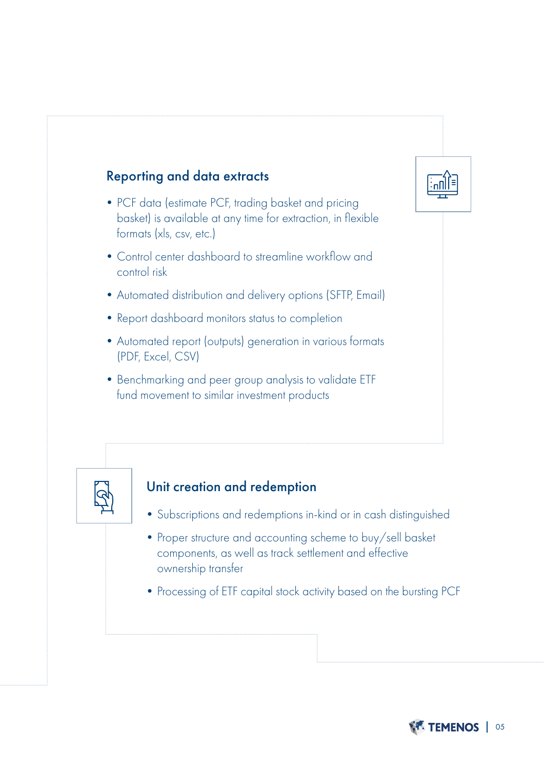## Reporting and data extracts

- PCF data (estimate PCF, trading basket and pricing basket) is available at any time for extraction, in flexible formats (xls, csv, etc.)
- Control center dashboard to streamline workflow and control risk
- Automated distribution and delivery options (SFTP, Email)
- Report dashboard monitors status to completion
- Automated report (outputs) generation in various formats (PDF, Excel, CSV)
- Benchmarking and peer group analysis to validate ETF fund movement to similar investment products

## Unit creation and redemption

- Subscriptions and redemptions in-kind or in cash distinguished
- Proper structure and accounting scheme to buy/sell basket components, as well as track settlement and effective ownership transfer
- Processing of ETF capital stock activity based on the bursting PCF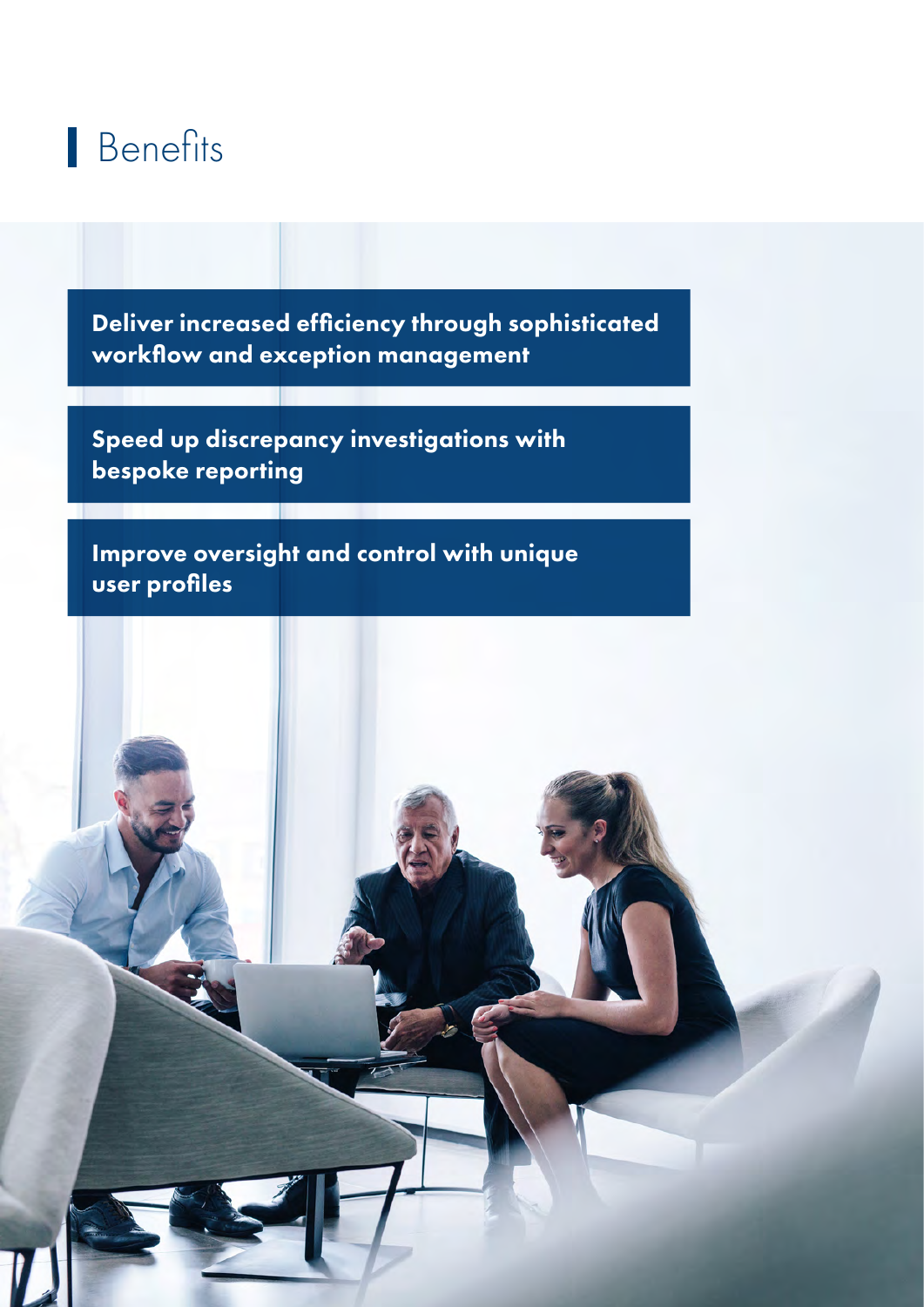# Benefits

**Deliver increased efficiency through sophisticated workflow and exception management**

**Speed up discrepancy investigations with bespoke reporting**

**Improve oversight and control with unique user profiles**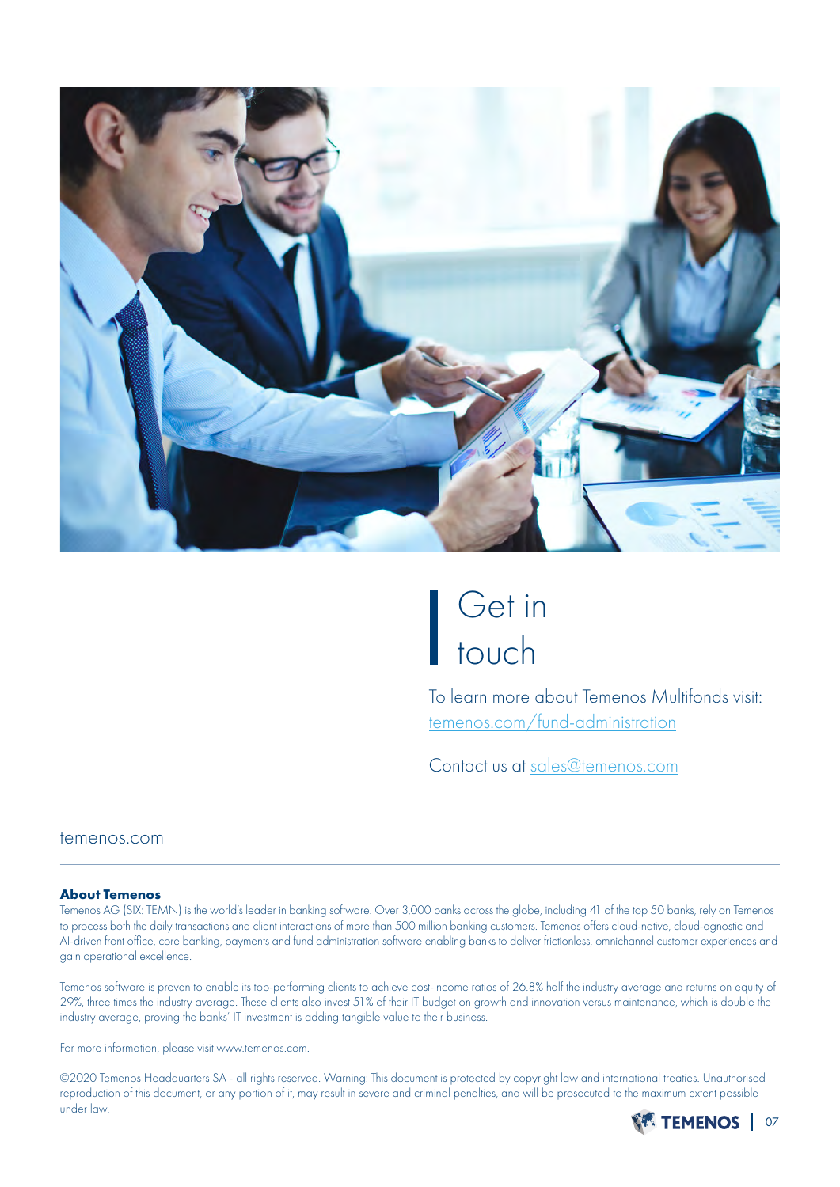# Get in touch

To learn more about Temenos Multifonds visit: temenos.com/fund-administration

Contact us at sales@temenos.com

temenos.com

**About Temenos**

Temenos AG (SIX: TEMN) is the world's leader in banking software. Over 3,000 banks across the globe, including 41 of the top 50 banks, rely on Temenos to process both the daily transactions and client interactions of more than 500 million banking customers. Temenos offers cloud-native, cloud-agnostic and AI-driven front office, core banking, payments and fund administration software enabling banks to deliver frictionless, omnichannel customer experiences and gain operational excellence.

Temenos software is proven to enable its top-performing clients to achieve cost-income ratios of 26.8% half the industry average and returns on equity of 29%, three times the industry average. These clients also invest 51% of their IT budget on growth and innovation versus maintenance, which is double the industry average, proving the banks' IT investment is adding tangible value to their business.

For more information, please visit www.temenos.com.

©2020 Temenos Headquarters SA - all rights reserved. Warning: This document is protected by copyright law and international treaties. Unauthorised reproduction of this document, or any portion of it, may result in severe and criminal penalties, and will be prosecuted to the maximum extent possible under law.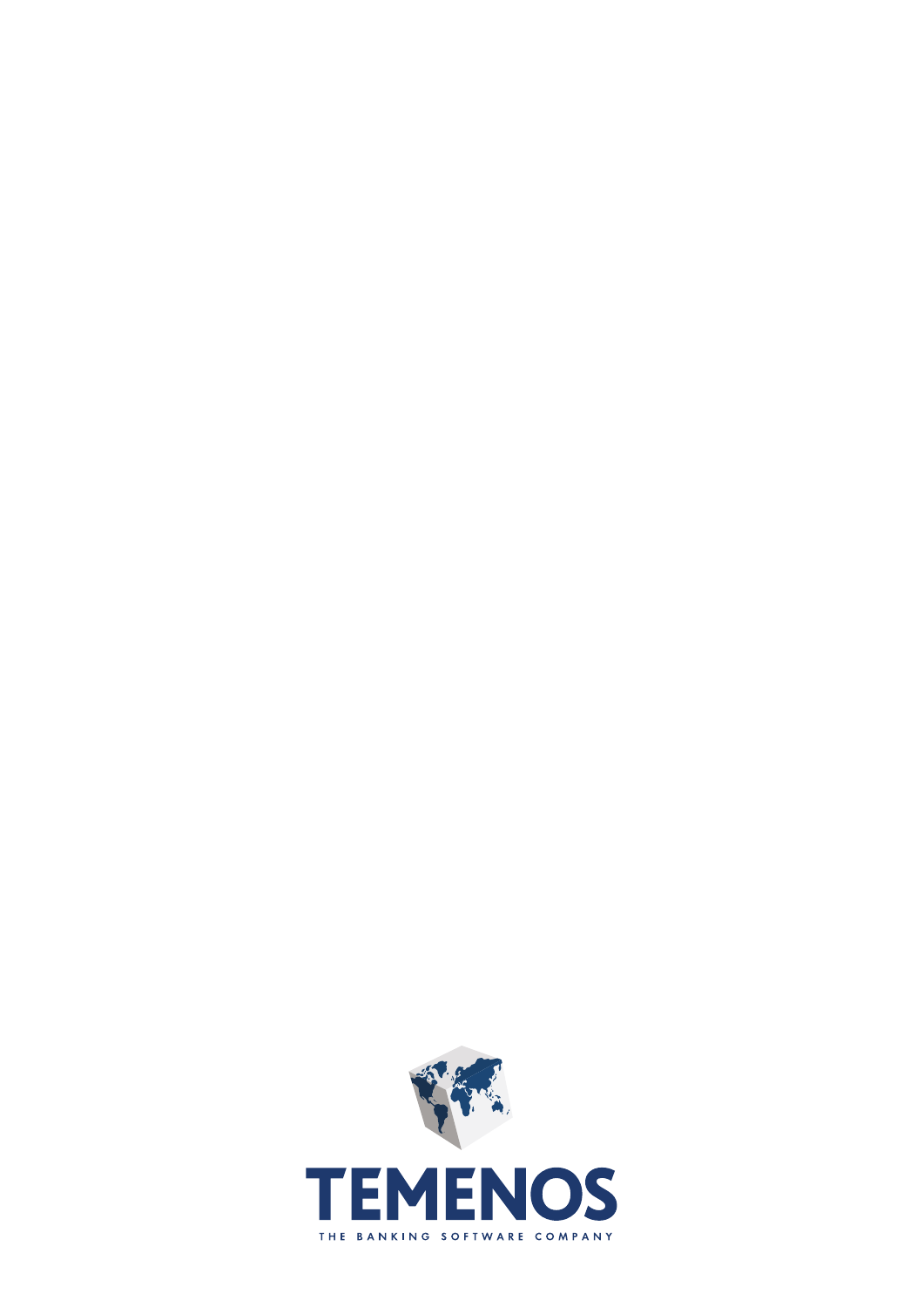TEMENOS

THE BANKING SOFTWARE COMPANY